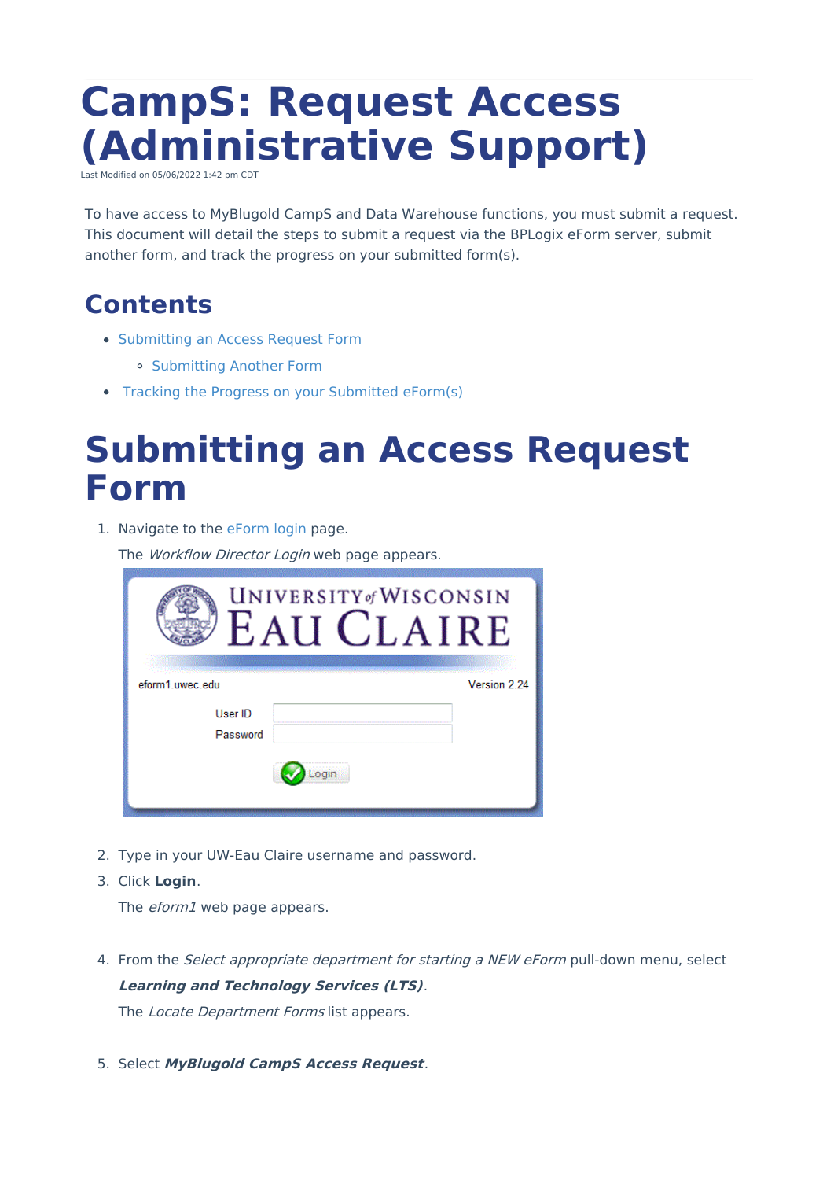# CampS: Request Access (Administrative Support)

Last Modified on 05/06/2022 1:42 pm CDT

To have access to MyBlugold CampS and Data Warehouse functions, you must submit a request. This document will detail the steps to submit a request via the BPLogix eForm server, submit another form, and track the progress on your submitted form(s).

## Contents

- Submitting an Access Request Form
  - Submitting Another Form
- Tracking the Progress on your Submitted eForm(s)

# Submitting an Access Request Form

1. Navigate to the eForm login page.

   The *Workflow Director Login* web page appears.

2. Type in your UW-Eau Claire username and password.
3. Click **Login**.

   The *eform1* web page appears.

4. From the *Select appropriate department for starting a NEW eForm* pull-down menu, select ***Learning and Technology Services (LTS)***.

   The *Locate Department Forms* list appears.

5. Select ***MyBlugold CampS Access Request***.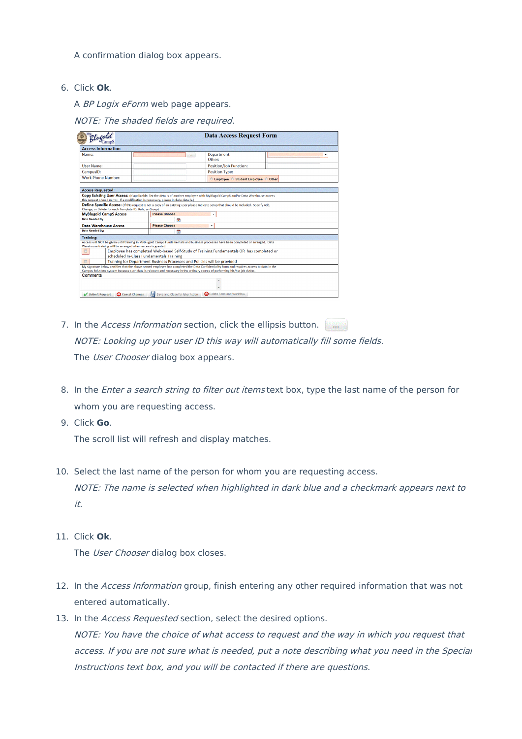A confirmation dialog box appears.

6. Click **Ok**.

   A *BP Logix eForm* web page appears.

   *NOTE: The shaded fields are required.*

7. In the *Access Information* section, click the ellipsis button.

   *NOTE: Looking up your user ID this way will automatically fill some fields.*

   The *User Chooser* dialog box appears.

8. In the *Enter a search string to filter out items* text box, type the last name of the person for whom you are requesting access.

9. Click **Go**.

   The scroll list will refresh and display matches.

10. Select the last name of the person for whom you are requesting access.

    *NOTE: The name is selected when highlighted in dark blue and a checkmark appears next to it.*

11. Click **Ok**.

    The *User Chooser* dialog box closes.

12. In the *Access Information* group, finish entering any other required information that was not entered automatically.

13. In the *Access Requested* section, select the desired options.

    *NOTE: You have the choice of what access to request and the way in which you request that access. If you are not sure what is needed, put a note describing what you need in the Special Instructions text box, and you will be contacted if there are questions.*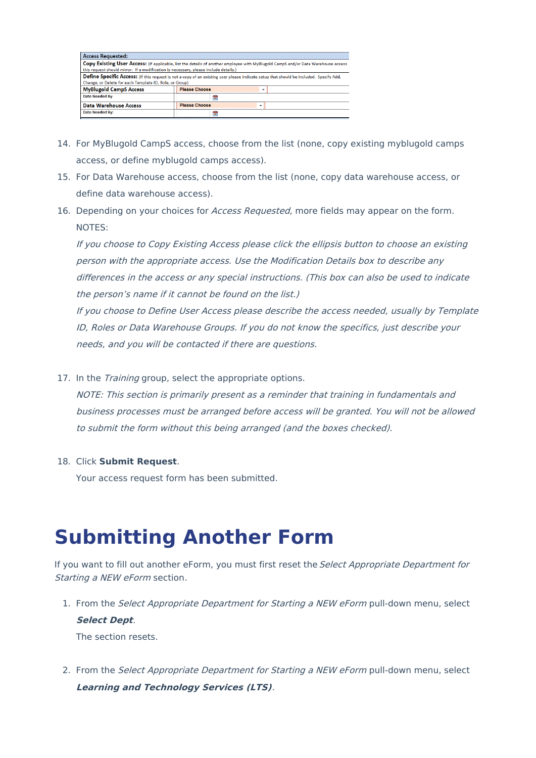| Access Requested: | |
|---|---|
| **Copy Existing User Access:** (If applicable, list the details of another employee with MyBlugold CampS and/or Data Warehouse access this request should mirror. If a modification is necessary, please include details.) | |
| **Define Specific Access:** (If this request is not a copy of an existing user please indicate setup that should be included. Specify Add, Change, or Delete for each Template ID, Role, or Group) | |
| **MyBlugold CampS Access** | Please Choose |
| Date Needed By: | |
| **Data Warehouse Access** | Please Choose |
| Date Needed By: | |

14. For MyBlugold CampS access, choose from the list (none, copy existing myblugold camps access, or define myblugold camps access).
15. For Data Warehouse access, choose from the list (none, copy data warehouse access, or define data warehouse access).
16. Depending on your choices for *Access Requested,* more fields may appear on the form. NOTES:

    *If you choose to Copy Existing Access please click the ellipsis button to choose an existing person with the appropriate access. Use the Modification Details box to describe any differences in the access or any special instructions. (This box can also be used to indicate the person's name if it cannot be found on the list.)*

    *If you choose to Define User Access please describe the access needed, usually by Template ID, Roles or Data Warehouse Groups. If you do not know the specifics, just describe your needs, and you will be contacted if there are questions.*

17. In the *Training* group, select the appropriate options.

    *NOTE: This section is primarily present as a reminder that training in fundamentals and business processes must be arranged before access will be granted. You will not be allowed to submit the form without this being arranged (and the boxes checked).*

18. Click **Submit Request**.

    Your access request form has been submitted.

# Submitting Another Form

If you want to fill out another eForm, you must first reset the *Select Appropriate Department for Starting a NEW eForm* section.

1. From the *Select Appropriate Department for Starting a NEW eForm* pull-down menu, select ***Select Dept***.

   The section resets.

2. From the *Select Appropriate Department for Starting a NEW eForm* pull-down menu, select ***Learning and Technology Services (LTS)***.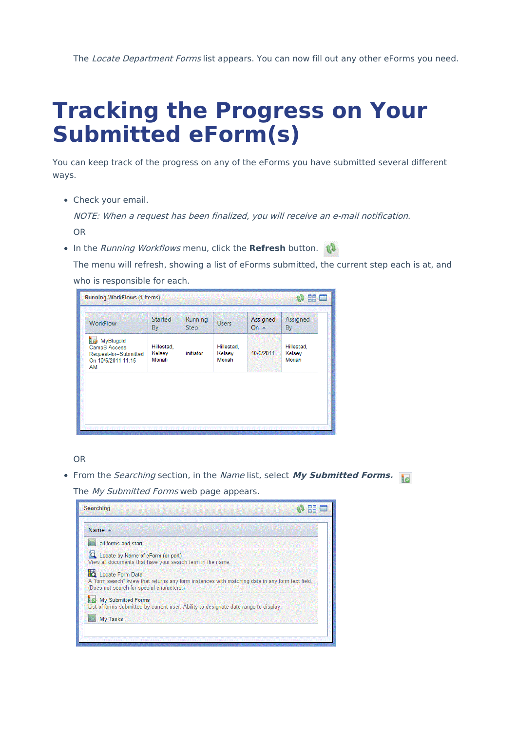The *Locate Department Forms* list appears. You can now fill out any other eForms you need.

# Tracking the Progress on Your Submitted eForm(s)

You can keep track of the progress on any of the eForms you have submitted several different ways.

- Check your email.

  *NOTE: When a request has been finalized, you will receive an e-mail notification.*

  OR

- In the *Running Workflows* menu, click the **Refresh** button.

  The menu will refresh, showing a list of eForms submitted, the current step each is at, and who is responsible for each.

  Running WorkFlows (1 items)

  | WorkFlow | Started By | Running Step | Users | Assigned On | Assigned By |
  | --- | --- | --- | --- | --- | --- |
  | MyBlugold CampS Access Request-for--Submitted On 10/6/2011 11:15 AM | Hillestad, Kelsey Moriah | initiator | Hillestad, Kelsey Moriah | 10/6/2011 | Hillestad, Kelsey Moriah |

  OR

- From the *Searching* section, in the *Name* list, select ***My Submitted Forms.***

  The *My Submitted Forms* web page appears.

  Searching

  | Name |
  | --- |
  | all forms and start |
  | Locate by Name of eForm (or part)<br>View all documents that have your search term in the name |
  | Locate Form Data<br>A "form search" kview that returns any form instances with matching data in any form text field. (Does not search for special characters.) |
  | My Submitted Forms<br>List of forms submitted by current user. Ability to designate date range to display. |
  | My Tasks |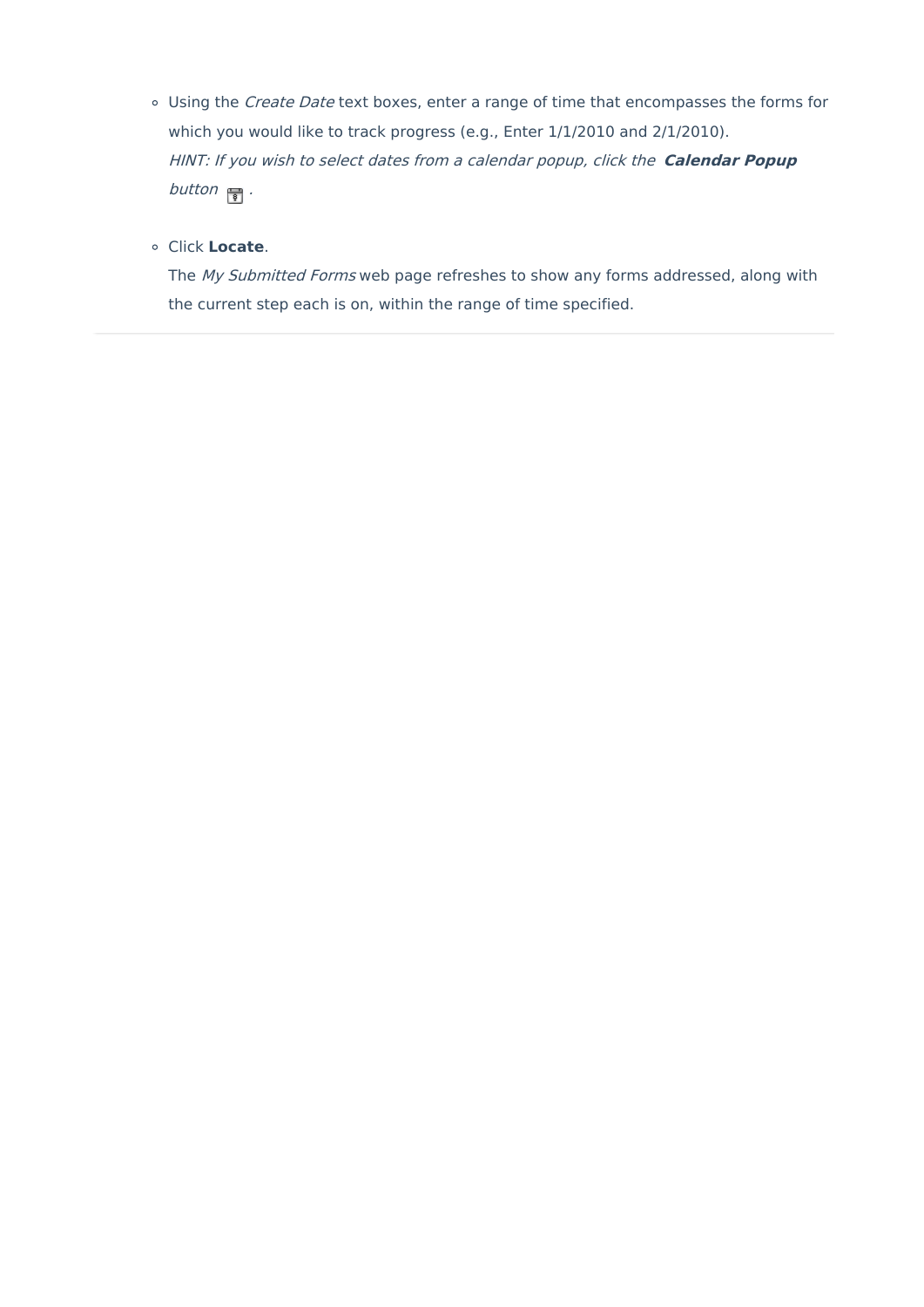- Using the *Create Date* text boxes, enter a range of time that encompasses the forms for which you would like to track progress (e.g., Enter 1/1/2010 and 2/1/2010).
  *HINT: If you wish to select dates from a calendar popup, click the* ***Calendar Popup*** *button* .
- Click **Locate**.
  The *My Submitted Forms* web page refreshes to show any forms addressed, along with the current step each is on, within the range of time specified.

---